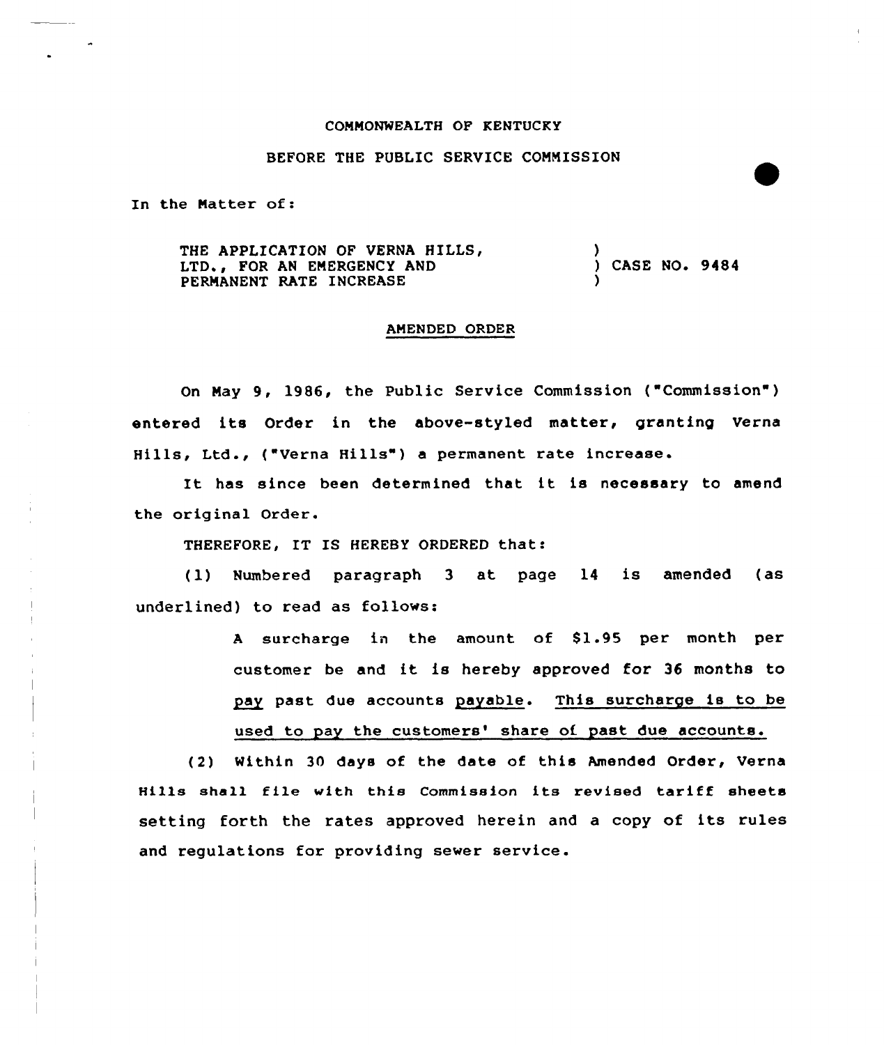COMMONWEALTH OF KENTUCKY

BEFORE THE PUBLIC SERVICE COMMISSION

In the Matter of:

THE APPLICATION OF VERNA HILLS, LTD., FOR AN EMERGENCY AND PERMANENT RATE INCREASE ) CASE NO. 9484

## AMENDED ORDER

On May 9, 1986, the Public Service Commission ("Commission") entered its Order in the above-styled matter, granting Verna Hills, Ltd., ("Verna Hills") a permanent rate increase.

It has since been determined that it is necessary to amend the original Order.

THEREFORE, IT IS HEREBY ORDERED that:

(1) Numbered paragraph 3 at page 14 is amended (as underlined) to read as follows:

> A surcharge in the amount of $1.95 per month per customer be and it is hereby approved for 36 months to <u>pay</u> past due accounts <u>payable</u>. <u>This surcharge is to be used to pay the customers' share of past due accounts.</u>

(2) Within 30 days of the date of this Amended Order, Verna Hills shall file with this Commission its revised tariff sheets setting forth the rates approved herein and a copy of its rules and regulations for providing sewer service.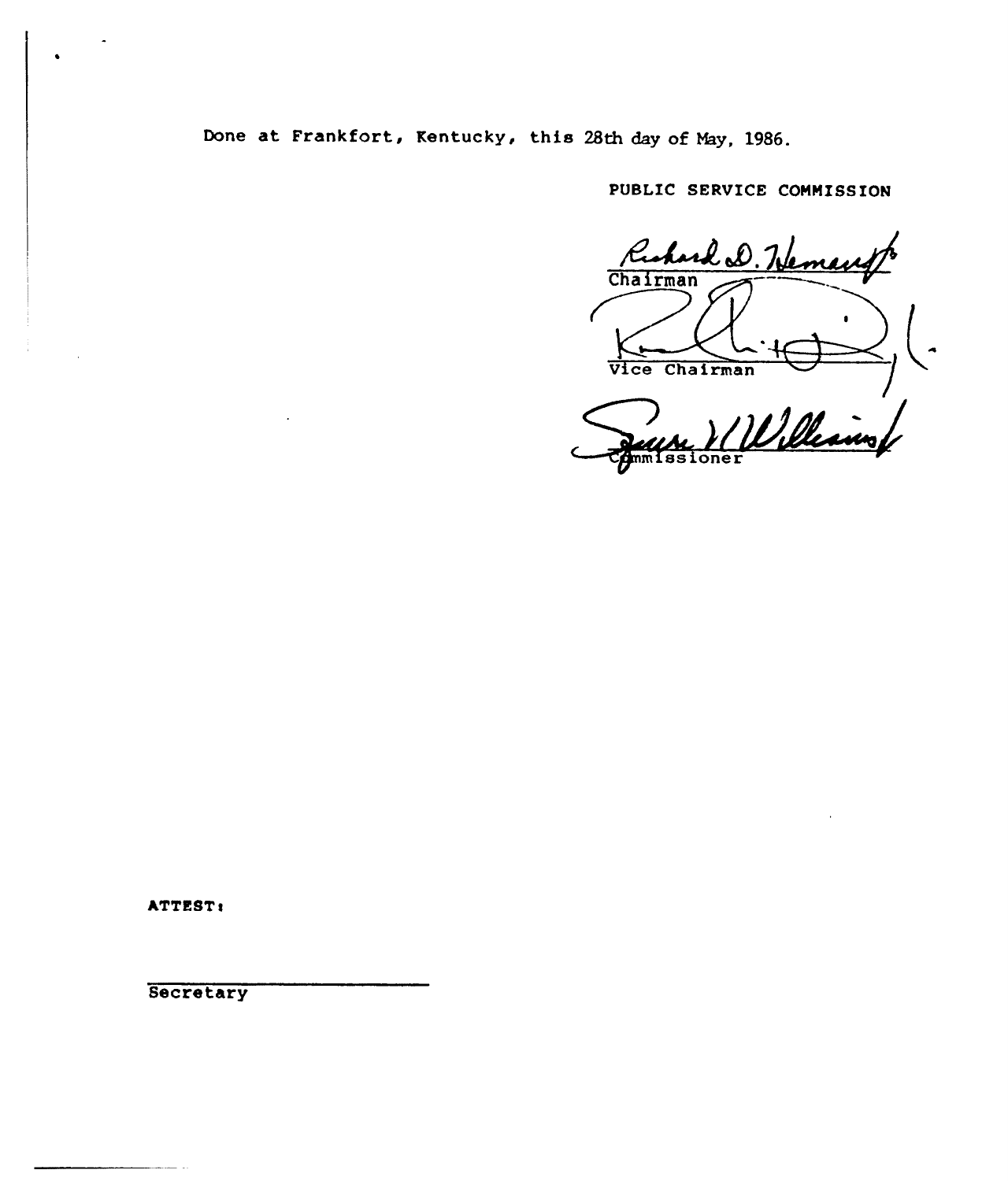Done at Frankfort, Kentucky, this 28th day of May, 1986.

PUBLIC SERVICE COMMISSION

Chairman

Vice Chairman

Commissioner

ATTEST:

Secretary